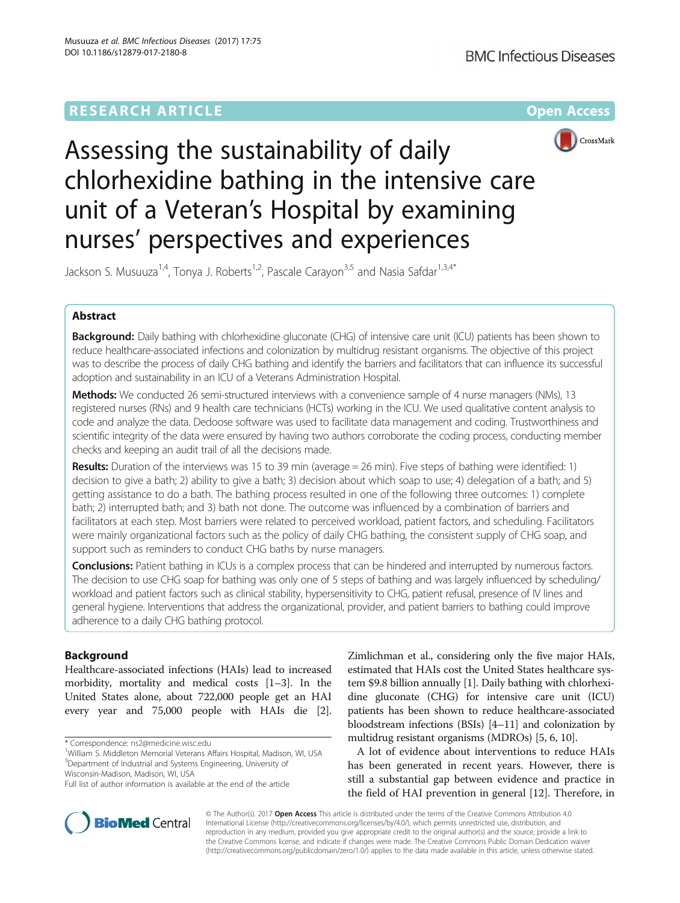RESEARCH ARTICLE

Open Access

# Assessing the sustainability of daily chlorhexidine bathing in the intensive care unit of a Veteran's Hospital by examining nurses' perspectives and experiences

Jackson S. Musuuza[1,4], Tonya J. Roberts[1,2], Pascale Carayon[3,5] and Nasia Safdar[1,3,4*]

## Abstract

**Background:** Daily bathing with chlorhexidine gluconate (CHG) of intensive care unit (ICU) patients has been shown to reduce healthcare-associated infections and colonization by multidrug resistant organisms. The objective of this project was to describe the process of daily CHG bathing and identify the barriers and facilitators that can influence its successful adoption and sustainability in an ICU of a Veterans Administration Hospital.

**Methods:** We conducted 26 semi-structured interviews with a convenience sample of 4 nurse managers (NMs), 13 registered nurses (RNs) and 9 health care technicians (HCTs) working in the ICU. We used qualitative content analysis to code and analyze the data. Dedoose software was used to facilitate data management and coding. Trustworthiness and scientific integrity of the data were ensured by having two authors corroborate the coding process, conducting member checks and keeping an audit trail of all the decisions made.

**Results:** Duration of the interviews was 15 to 39 min (average = 26 min). Five steps of bathing were identified: 1) decision to give a bath; 2) ability to give a bath; 3) decision about which soap to use; 4) delegation of a bath; and 5) getting assistance to do a bath. The bathing process resulted in one of the following three outcomes: 1) complete bath; 2) interrupted bath; and 3) bath not done. The outcome was influenced by a combination of barriers and facilitators at each step. Most barriers were related to perceived workload, patient factors, and scheduling. Facilitators were mainly organizational factors such as the policy of daily CHG bathing, the consistent supply of CHG soap, and support such as reminders to conduct CHG baths by nurse managers.

**Conclusions:** Patient bathing in ICUs is a complex process that can be hindered and interrupted by numerous factors. The decision to use CHG soap for bathing was only one of 5 steps of bathing and was largely influenced by scheduling/workload and patient factors such as clinical stability, hypersensitivity to CHG, patient refusal, presence of IV lines and general hygiene. Interventions that address the organizational, provider, and patient barriers to bathing could improve adherence to a daily CHG bathing protocol.

## Background

Healthcare-associated infections (HAIs) lead to increased morbidity, mortality and medical costs [1–3]. In the United States alone, about 722,000 people get an HAI every year and 75,000 people with HAIs die [2]. Zimlichman et al., considering only the five major HAIs, estimated that HAIs cost the United States healthcare system $9.8 billion annually [1]. Daily bathing with chlorhexidine gluconate (CHG) for intensive care unit (ICU) patients has been shown to reduce healthcare-associated bloodstream infections (BSIs) [4–11] and colonization by multidrug resistant organisms (MDROs) [5, 6, 10].

A lot of evidence about interventions to reduce HAIs has been generated in recent years. However, there is still a substantial gap between evidence and practice in the field of HAI prevention in general [12]. Therefore, in

\* Correspondence: ns2@medicine.wisc.edu

[1]William S. Middleton Memorial Veterans Affairs Hospital, Madison, WI, USA

[3]Department of Industrial and Systems Engineering, University of Wisconsin-Madison, Madison, WI, USA

Full list of author information is available at the end of the article

© The Author(s). 2017 **Open Access** This article is distributed under the terms of the Creative Commons Attribution 4.0 International License (http://creativecommons.org/licenses/by/4.0/), which permits unrestricted use, distribution, and reproduction in any medium, provided you give appropriate credit to the original author(s) and the source, provide a link to the Creative Commons license, and indicate if changes were made. The Creative Commons Public Domain Dedication waiver (http://creativecommons.org/publicdomain/zero/1.0/) applies to the data made available in this article, unless otherwise stated.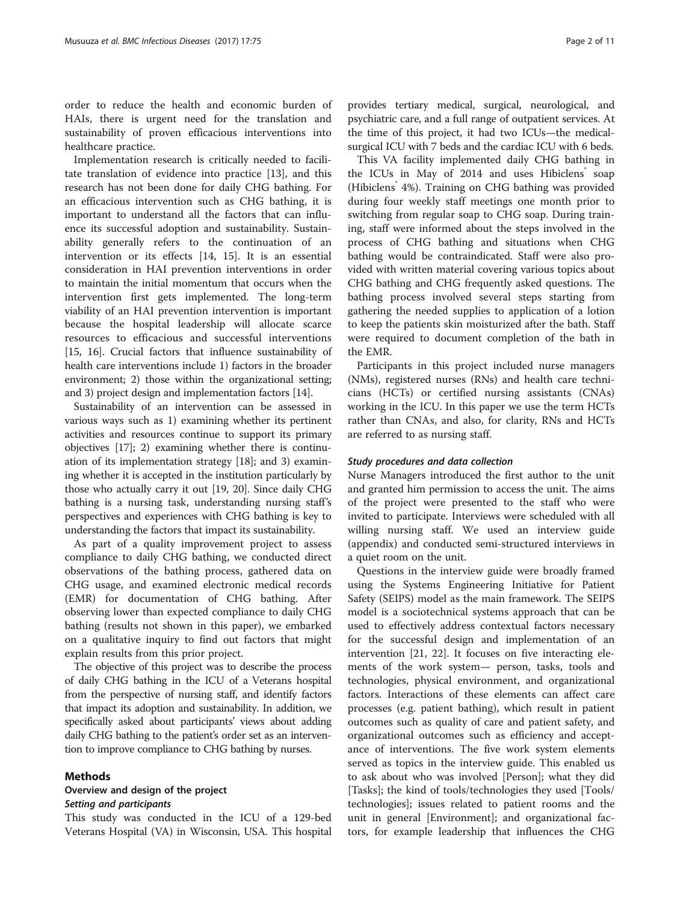order to reduce the health and economic burden of HAIs, there is urgent need for the translation and sustainability of proven efficacious interventions into healthcare practice.

Implementation research is critically needed to facilitate translation of evidence into practice [13], and this research has not been done for daily CHG bathing. For an efficacious intervention such as CHG bathing, it is important to understand all the factors that can influence its successful adoption and sustainability. Sustainability generally refers to the continuation of an intervention or its effects [14, 15]. It is an essential consideration in HAI prevention interventions in order to maintain the initial momentum that occurs when the intervention first gets implemented. The long-term viability of an HAI prevention intervention is important because the hospital leadership will allocate scarce resources to efficacious and successful interventions [15, 16]. Crucial factors that influence sustainability of health care interventions include 1) factors in the broader environment; 2) those within the organizational setting; and 3) project design and implementation factors [14].

Sustainability of an intervention can be assessed in various ways such as 1) examining whether its pertinent activities and resources continue to support its primary objectives [17]; 2) examining whether there is continuation of its implementation strategy [18]; and 3) examining whether it is accepted in the institution particularly by those who actually carry it out [19, 20]. Since daily CHG bathing is a nursing task, understanding nursing staff's perspectives and experiences with CHG bathing is key to understanding the factors that impact its sustainability.

As part of a quality improvement project to assess compliance to daily CHG bathing, we conducted direct observations of the bathing process, gathered data on CHG usage, and examined electronic medical records (EMR) for documentation of CHG bathing. After observing lower than expected compliance to daily CHG bathing (results not shown in this paper), we embarked on a qualitative inquiry to find out factors that might explain results from this prior project.

The objective of this project was to describe the process of daily CHG bathing in the ICU of a Veterans hospital from the perspective of nursing staff, and identify factors that impact its adoption and sustainability. In addition, we specifically asked about participants' views about adding daily CHG bathing to the patient's order set as an intervention to improve compliance to CHG bathing by nurses.

## Methods

### Overview and design of the project

#### *Setting and participants*

This study was conducted in the ICU of a 129-bed Veterans Hospital (VA) in Wisconsin, USA. This hospital provides tertiary medical, surgical, neurological, and psychiatric care, and a full range of outpatient services. At the time of this project, it had two ICUs—the medical-surgical ICU with 7 beds and the cardiac ICU with 6 beds.

This VA facility implemented daily CHG bathing in the ICUs in May of 2014 and uses Hibiclens® soap (Hibiclens® 4%). Training on CHG bathing was provided during four weekly staff meetings one month prior to switching from regular soap to CHG soap. During training, staff were informed about the steps involved in the process of CHG bathing and situations when CHG bathing would be contraindicated. Staff were also provided with written material covering various topics about CHG bathing and CHG frequently asked questions. The bathing process involved several steps starting from gathering the needed supplies to application of a lotion to keep the patients skin moisturized after the bath. Staff were required to document completion of the bath in the EMR.

Participants in this project included nurse managers (NMs), registered nurses (RNs) and health care technicians (HCTs) or certified nursing assistants (CNAs) working in the ICU. In this paper we use the term HCTs rather than CNAs, and also, for clarity, RNs and HCTs are referred to as nursing staff.

#### *Study procedures and data collection*

Nurse Managers introduced the first author to the unit and granted him permission to access the unit. The aims of the project were presented to the staff who were invited to participate. Interviews were scheduled with all willing nursing staff. We used an interview guide (appendix) and conducted semi-structured interviews in a quiet room on the unit.

Questions in the interview guide were broadly framed using the Systems Engineering Initiative for Patient Safety (SEIPS) model as the main framework. The SEIPS model is a sociotechnical systems approach that can be used to effectively address contextual factors necessary for the successful design and implementation of an intervention [21, 22]. It focuses on five interacting elements of the work system— person, tasks, tools and technologies, physical environment, and organizational factors. Interactions of these elements can affect care processes (e.g. patient bathing), which result in patient outcomes such as quality of care and patient safety, and organizational outcomes such as efficiency and acceptance of interventions. The five work system elements served as topics in the interview guide. This enabled us to ask about who was involved [Person]; what they did [Tasks]; the kind of tools/technologies they used [Tools/technologies]; issues related to patient rooms and the unit in general [Environment]; and organizational factors, for example leadership that influences the CHG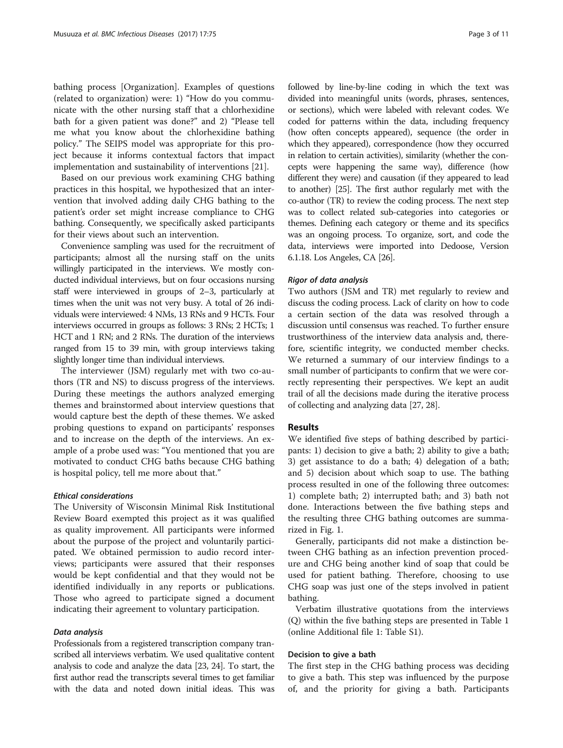bathing process [Organization]. Examples of questions (related to organization) were: 1) "How do you communicate with the other nursing staff that a chlorhexidine bath for a given patient was done?" and 2) "Please tell me what you know about the chlorhexidine bathing policy." The SEIPS model was appropriate for this project because it informs contextual factors that impact implementation and sustainability of interventions [21].

Based on our previous work examining CHG bathing practices in this hospital, we hypothesized that an intervention that involved adding daily CHG bathing to the patient's order set might increase compliance to CHG bathing. Consequently, we specifically asked participants for their views about such an intervention.

Convenience sampling was used for the recruitment of participants; almost all the nursing staff on the units willingly participated in the interviews. We mostly conducted individual interviews, but on four occasions nursing staff were interviewed in groups of 2–3, particularly at times when the unit was not very busy. A total of 26 individuals were interviewed: 4 NMs, 13 RNs and 9 HCTs. Four interviews occurred in groups as follows: 3 RNs; 2 HCTs; 1 HCT and 1 RN; and 2 RNs. The duration of the interviews ranged from 15 to 39 min, with group interviews taking slightly longer time than individual interviews.

The interviewer (JSM) regularly met with two co-authors (TR and NS) to discuss progress of the interviews. During these meetings the authors analyzed emerging themes and brainstormed about interview questions that would capture best the depth of these themes. We asked probing questions to expand on participants' responses and to increase on the depth of the interviews. An example of a probe used was: "You mentioned that you are motivated to conduct CHG baths because CHG bathing is hospital policy, tell me more about that."

#### *Ethical considerations*

The University of Wisconsin Minimal Risk Institutional Review Board exempted this project as it was qualified as quality improvement. All participants were informed about the purpose of the project and voluntarily participated. We obtained permission to audio record interviews; participants were assured that their responses would be kept confidential and that they would not be identified individually in any reports or publications. Those who agreed to participate signed a document indicating their agreement to voluntary participation.

#### *Data analysis*

Professionals from a registered transcription company transcribed all interviews verbatim. We used qualitative content analysis to code and analyze the data [23, 24]. To start, the first author read the transcripts several times to get familiar with the data and noted down initial ideas. This was followed by line-by-line coding in which the text was divided into meaningful units (words, phrases, sentences, or sections), which were labeled with relevant codes. We coded for patterns within the data, including frequency (how often concepts appeared), sequence (the order in which they appeared), correspondence (how they occurred in relation to certain activities), similarity (whether the concepts were happening the same way), difference (how different they were) and causation (if they appeared to lead to another) [25]. The first author regularly met with the co-author (TR) to review the coding process. The next step was to collect related sub-categories into categories or themes. Defining each category or theme and its specifics was an ongoing process. To organize, sort, and code the data, interviews were imported into Dedoose, Version 6.1.18. Los Angeles, CA [26].

#### *Rigor of data analysis*

Two authors (JSM and TR) met regularly to review and discuss the coding process. Lack of clarity on how to code a certain section of the data was resolved through a discussion until consensus was reached. To further ensure trustworthiness of the interview data analysis and, therefore, scientific integrity, we conducted member checks. We returned a summary of our interview findings to a small number of participants to confirm that we were correctly representing their perspectives. We kept an audit trail of all the decisions made during the iterative process of collecting and analyzing data [27, 28].

## Results

We identified five steps of bathing described by participants: 1) decision to give a bath; 2) ability to give a bath; 3) get assistance to do a bath; 4) delegation of a bath; and 5) decision about which soap to use. The bathing process resulted in one of the following three outcomes: 1) complete bath; 2) interrupted bath; and 3) bath not done. Interactions between the five bathing steps and the resulting three CHG bathing outcomes are summarized in Fig. 1.

Generally, participants did not make a distinction between CHG bathing as an infection prevention procedure and CHG being another kind of soap that could be used for patient bathing. Therefore, choosing to use CHG soap was just one of the steps involved in patient bathing.

Verbatim illustrative quotations from the interviews (Q) within the five bathing steps are presented in Table 1 (online Additional file 1: Table S1).

### Decision to give a bath

The first step in the CHG bathing process was deciding to give a bath. This step was influenced by the purpose of, and the priority for giving a bath. Participants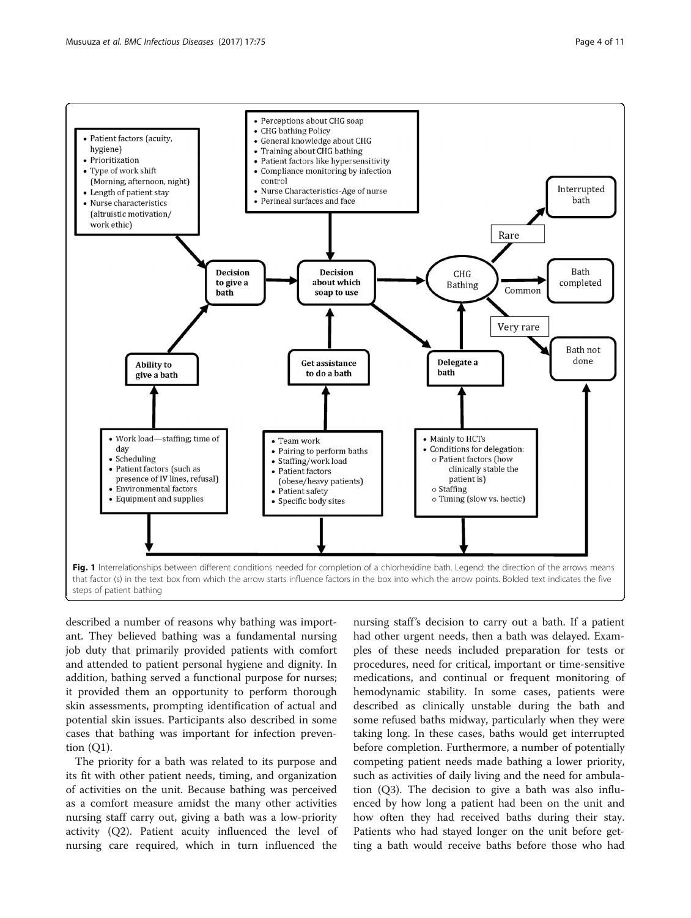**Fig. 1** Interrelationships between different conditions needed for completion of a chlorhexidine bath. Legend: the direction of the arrows means that factor (s) in the text box from which the arrow starts influence factors in the box into which the arrow points. Bolded text indicates the five steps of patient bathing

described a number of reasons why bathing was important. They believed bathing was a fundamental nursing job duty that primarily provided patients with comfort and attended to patient personal hygiene and dignity. In addition, bathing served a functional purpose for nurses; it provided them an opportunity to perform thorough skin assessments, prompting identification of actual and potential skin issues. Participants also described in some cases that bathing was important for infection prevention (Q1).

The priority for a bath was related to its purpose and its fit with other patient needs, timing, and organization of activities on the unit. Because bathing was perceived as a comfort measure amidst the many other activities nursing staff carry out, giving a bath was a low-priority activity (Q2). Patient acuity influenced the level of nursing care required, which in turn influenced the nursing staff's decision to carry out a bath. If a patient had other urgent needs, then a bath was delayed. Examples of these needs included preparation for tests or procedures, need for critical, important or time-sensitive medications, and continual or frequent monitoring of hemodynamic stability. In some cases, patients were described as clinically unstable during the bath and some refused baths midway, particularly when they were taking long. In these cases, baths would get interrupted before completion. Furthermore, a number of potentially competing patient needs made bathing a lower priority, such as activities of daily living and the need for ambulation (Q3). The decision to give a bath was also influenced by how long a patient had been on the unit and how often they had received baths during their stay. Patients who had stayed longer on the unit before getting a bath would receive baths before those who had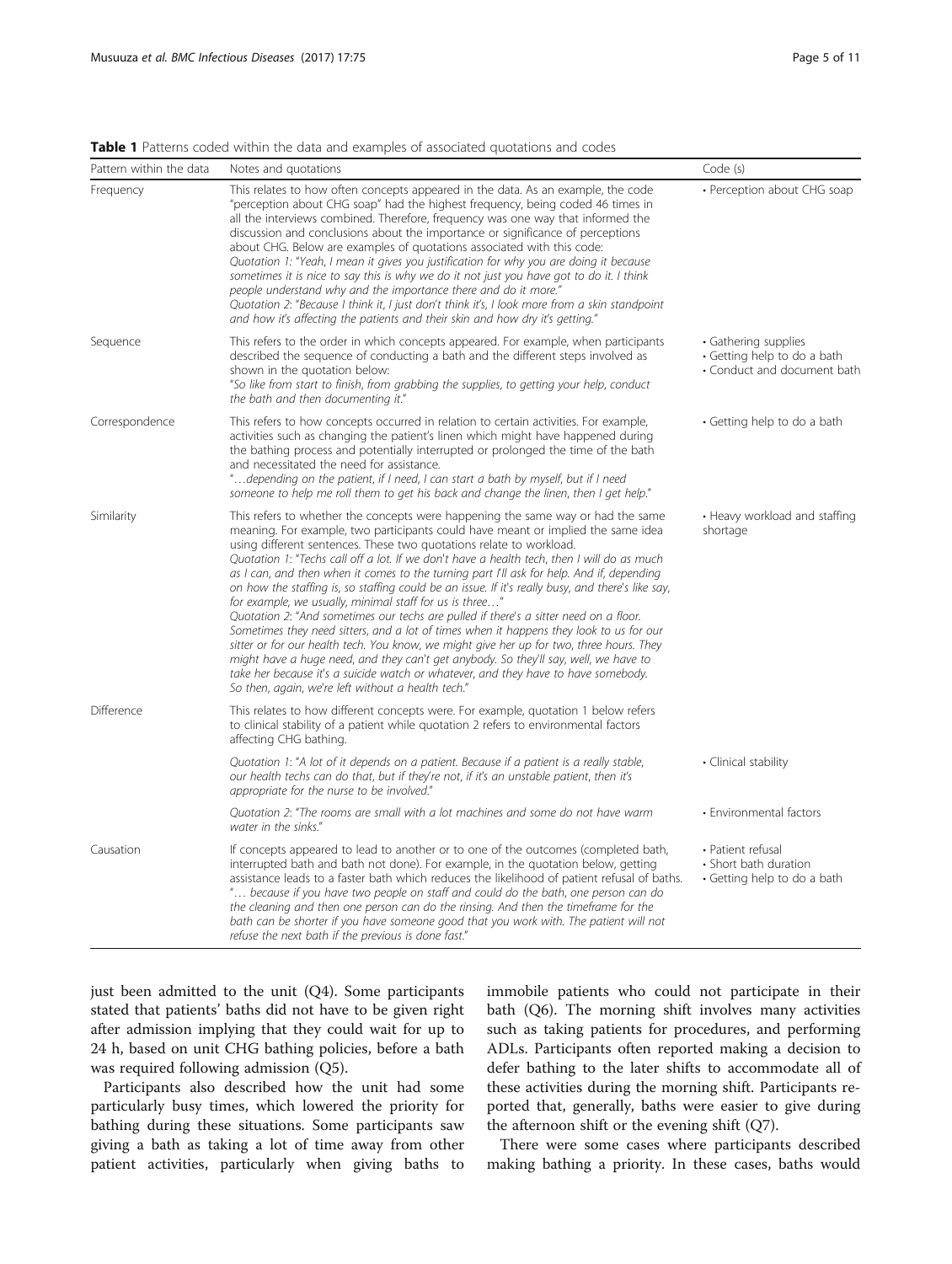**Table 1** Patterns coded within the data and examples of associated quotations and codes

| Pattern within the data | Notes and quotations | Code (s) |
| --- | --- | --- |
| Frequency | This relates to how often concepts appeared in the data. As an example, the code "perception about CHG soap" had the highest frequency, being coded 46 times in all the interviews combined. Therefore, frequency was one way that informed the discussion and conclusions about the importance or significance of perceptions about CHG. Below are examples of quotations associated with this code:<br>*Quotation 1: "Yeah, I mean it gives you justification for why you are doing it because sometimes it is nice to say this is why we do it not just you have got to do it. I think people understand why and the importance there and do it more."*<br>*Quotation 2: "Because I think it, I just don't think it's, I look more from a skin standpoint and how it's affecting the patients and their skin and how dry it's getting."* | • Perception about CHG soap |
| Sequence | This refers to the order in which concepts appeared. For example, when participants described the sequence of conducting a bath and the different steps involved as shown in the quotation below:<br>*"So like from start to finish, from grabbing the supplies, to getting your help, conduct the bath and then documenting it."* | • Gathering supplies<br>• Getting help to do a bath<br>• Conduct and document bath |
| Correspondence | This refers to how concepts occurred in relation to certain activities. For example, activities such as changing the patient's linen which might have happened during the bathing process and potentially interrupted or prolonged the time of the bath and necessitated the need for assistance.<br>*"…depending on the patient, if I need, I can start a bath by myself, but if I need someone to help me roll them to get his back and change the linen, then I get help."* | • Getting help to do a bath |
| Similarity | This refers to whether the concepts were happening the same way or had the same meaning. For example, two participants could have meant or implied the same idea using different sentences. These two quotations relate to workload.<br>*Quotation 1: "Techs call off a lot. If we don't have a health tech, then I will do as much as I can, and then when it comes to the turning part I'll ask for help. And if, depending on how the staffing is, so staffing could be an issue. If it's really busy, and there's like say, for example, we usually, minimal staff for us is three…"*<br>*Quotation 2: "And sometimes our techs are pulled if there's a sitter need on a floor. Sometimes they need sitters, and a lot of times when it happens they look to us for our sitter or for our health tech. You know, we might give her up for two, three hours. They might have a huge need, and they can't get anybody. So they'll say, well, we have to take her because it's a suicide watch or whatever, and they have to have somebody. So then, again, we're left without a health tech."* | • Heavy workload and staffing shortage |
| Difference | This relates to how different concepts were. For example, quotation 1 below refers to clinical stability of a patient while quotation 2 refers to environmental factors affecting CHG bathing. | |
| | *Quotation 1: "A lot of it depends on a patient. Because if a patient is a really stable, our health techs can do that, but if they're not, if it's an unstable patient, then it's appropriate for the nurse to be involved."* | • Clinical stability |
| | *Quotation 2: "The rooms are small with a lot machines and some do not have warm water in the sinks."* | • Environmental factors |
| Causation | If concepts appeared to lead to another or to one of the outcomes (completed bath, interrupted bath and bath not done). For example, in the quotation below, getting assistance leads to a faster bath which reduces the likelihood of patient refusal of baths.<br>*"… because if you have two people on staff and could do the bath, one person can do the cleaning and then one person can do the rinsing. And then the timeframe for the bath can be shorter if you have someone good that you work with. The patient will not refuse the next bath if the previous is done fast."* | • Patient refusal<br>• Short bath duration<br>• Getting help to do a bath |

just been admitted to the unit (Q4). Some participants stated that patients' baths did not have to be given right after admission implying that they could wait for up to 24 h, based on unit CHG bathing policies, before a bath was required following admission (Q5).

Participants also described how the unit had some particularly busy times, which lowered the priority for bathing during these situations. Some participants saw giving a bath as taking a lot of time away from other patient activities, particularly when giving baths to immobile patients who could not participate in their bath (Q6). The morning shift involves many activities such as taking patients for procedures, and performing ADLs. Participants often reported making a decision to defer bathing to the later shifts to accommodate all of these activities during the morning shift. Participants reported that, generally, baths were easier to give during the afternoon shift or the evening shift (Q7).

There were some cases where participants described making bathing a priority. In these cases, baths would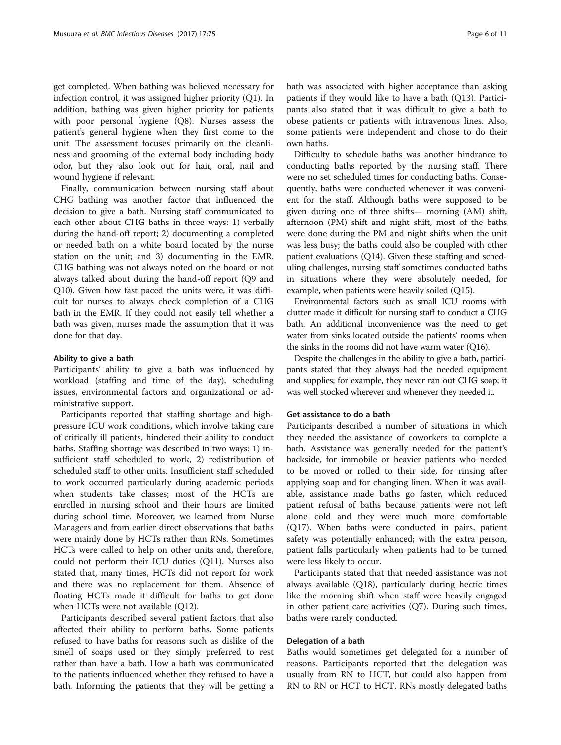get completed. When bathing was believed necessary for infection control, it was assigned higher priority (Q1). In addition, bathing was given higher priority for patients with poor personal hygiene (Q8). Nurses assess the patient's general hygiene when they first come to the unit. The assessment focuses primarily on the cleanliness and grooming of the external body including body odor, but they also look out for hair, oral, nail and wound hygiene if relevant.

Finally, communication between nursing staff about CHG bathing was another factor that influenced the decision to give a bath. Nursing staff communicated to each other about CHG baths in three ways: 1) verbally during the hand-off report; 2) documenting a completed or needed bath on a white board located by the nurse station on the unit; and 3) documenting in the EMR. CHG bathing was not always noted on the board or not always talked about during the hand-off report (Q9 and Q10). Given how fast paced the units were, it was difficult for nurses to always check completion of a CHG bath in the EMR. If they could not easily tell whether a bath was given, nurses made the assumption that it was done for that day.

#### Ability to give a bath

Participants' ability to give a bath was influenced by workload (staffing and time of the day), scheduling issues, environmental factors and organizational or administrative support.

Participants reported that staffing shortage and high-pressure ICU work conditions, which involve taking care of critically ill patients, hindered their ability to conduct baths. Staffing shortage was described in two ways: 1) insufficient staff scheduled to work, 2) redistribution of scheduled staff to other units. Insufficient staff scheduled to work occurred particularly during academic periods when students take classes; most of the HCTs are enrolled in nursing school and their hours are limited during school time. Moreover, we learned from Nurse Managers and from earlier direct observations that baths were mainly done by HCTs rather than RNs. Sometimes HCTs were called to help on other units and, therefore, could not perform their ICU duties (Q11). Nurses also stated that, many times, HCTs did not report for work and there was no replacement for them. Absence of floating HCTs made it difficult for baths to get done when HCTs were not available (Q12).

Participants described several patient factors that also affected their ability to perform baths. Some patients refused to have baths for reasons such as dislike of the smell of soaps used or they simply preferred to rest rather than have a bath. How a bath was communicated to the patients influenced whether they refused to have a bath. Informing the patients that they will be getting a bath was associated with higher acceptance than asking patients if they would like to have a bath (Q13). Participants also stated that it was difficult to give a bath to obese patients or patients with intravenous lines. Also, some patients were independent and chose to do their own baths.

Difficulty to schedule baths was another hindrance to conducting baths reported by the nursing staff. There were no set scheduled times for conducting baths. Consequently, baths were conducted whenever it was convenient for the staff. Although baths were supposed to be given during one of three shifts— morning (AM) shift, afternoon (PM) shift and night shift, most of the baths were done during the PM and night shifts when the unit was less busy; the baths could also be coupled with other patient evaluations (Q14). Given these staffing and scheduling challenges, nursing staff sometimes conducted baths in situations where they were absolutely needed, for example, when patients were heavily soiled (Q15).

Environmental factors such as small ICU rooms with clutter made it difficult for nursing staff to conduct a CHG bath. An additional inconvenience was the need to get water from sinks located outside the patients' rooms when the sinks in the rooms did not have warm water (Q16).

Despite the challenges in the ability to give a bath, participants stated that they always had the needed equipment and supplies; for example, they never ran out CHG soap; it was well stocked wherever and whenever they needed it.

#### Get assistance to do a bath

Participants described a number of situations in which they needed the assistance of coworkers to complete a bath. Assistance was generally needed for the patient's backside, for immobile or heavier patients who needed to be moved or rolled to their side, for rinsing after applying soap and for changing linen. When it was available, assistance made baths go faster, which reduced patient refusal of baths because patients were not left alone cold and they were much more comfortable (Q17). When baths were conducted in pairs, patient safety was potentially enhanced; with the extra person, patient falls particularly when patients had to be turned were less likely to occur.

Participants stated that that needed assistance was not always available (Q18), particularly during hectic times like the morning shift when staff were heavily engaged in other patient care activities (Q7). During such times, baths were rarely conducted.

#### Delegation of a bath

Baths would sometimes get delegated for a number of reasons. Participants reported that the delegation was usually from RN to HCT, but could also happen from RN to RN or HCT to HCT. RNs mostly delegated baths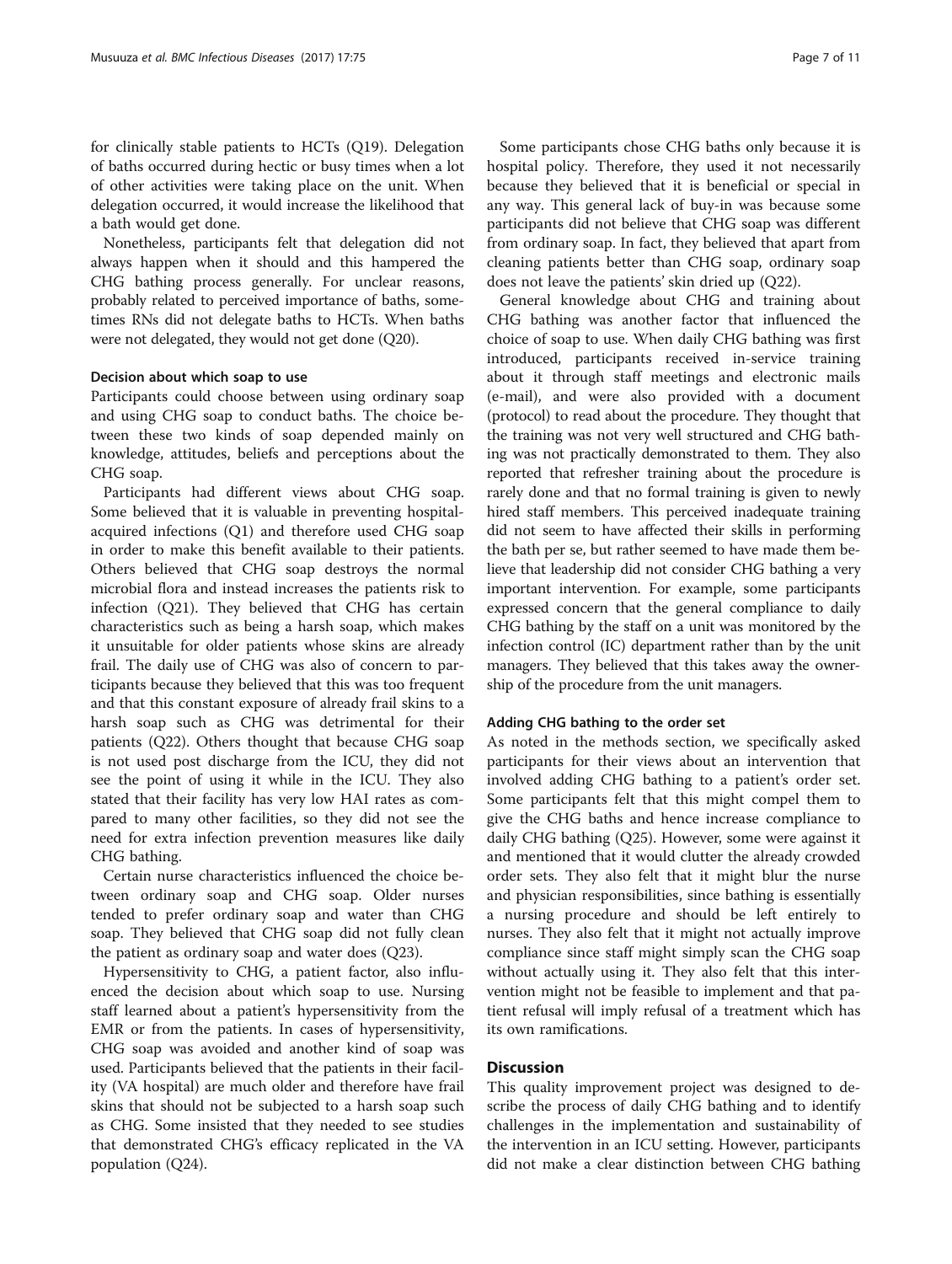for clinically stable patients to HCTs (Q19). Delegation of baths occurred during hectic or busy times when a lot of other activities were taking place on the unit. When delegation occurred, it would increase the likelihood that a bath would get done.

Nonetheless, participants felt that delegation did not always happen when it should and this hampered the CHG bathing process generally. For unclear reasons, probably related to perceived importance of baths, sometimes RNs did not delegate baths to HCTs. When baths were not delegated, they would not get done (Q20).

#### Decision about which soap to use

Participants could choose between using ordinary soap and using CHG soap to conduct baths. The choice between these two kinds of soap depended mainly on knowledge, attitudes, beliefs and perceptions about the CHG soap.

Participants had different views about CHG soap. Some believed that it is valuable in preventing hospital-acquired infections (Q1) and therefore used CHG soap in order to make this benefit available to their patients. Others believed that CHG soap destroys the normal microbial flora and instead increases the patients risk to infection (Q21). They believed that CHG has certain characteristics such as being a harsh soap, which makes it unsuitable for older patients whose skins are already frail. The daily use of CHG was also of concern to participants because they believed that this was too frequent and that this constant exposure of already frail skins to a harsh soap such as CHG was detrimental for their patients (Q22). Others thought that because CHG soap is not used post discharge from the ICU, they did not see the point of using it while in the ICU. They also stated that their facility has very low HAI rates as compared to many other facilities, so they did not see the need for extra infection prevention measures like daily CHG bathing.

Certain nurse characteristics influenced the choice between ordinary soap and CHG soap. Older nurses tended to prefer ordinary soap and water than CHG soap. They believed that CHG soap did not fully clean the patient as ordinary soap and water does (Q23).

Hypersensitivity to CHG, a patient factor, also influenced the decision about which soap to use. Nursing staff learned about a patient's hypersensitivity from the EMR or from the patients. In cases of hypersensitivity, CHG soap was avoided and another kind of soap was used. Participants believed that the patients in their facility (VA hospital) are much older and therefore have frail skins that should not be subjected to a harsh soap such as CHG. Some insisted that they needed to see studies that demonstrated CHG's efficacy replicated in the VA population (Q24).

Some participants chose CHG baths only because it is hospital policy. Therefore, they used it not necessarily because they believed that it is beneficial or special in any way. This general lack of buy-in was because some participants did not believe that CHG soap was different from ordinary soap. In fact, they believed that apart from cleaning patients better than CHG soap, ordinary soap does not leave the patients' skin dried up (Q22).

General knowledge about CHG and training about CHG bathing was another factor that influenced the choice of soap to use. When daily CHG bathing was first introduced, participants received in-service training about it through staff meetings and electronic mails (e-mail), and were also provided with a document (protocol) to read about the procedure. They thought that the training was not very well structured and CHG bathing was not practically demonstrated to them. They also reported that refresher training about the procedure is rarely done and that no formal training is given to newly hired staff members. This perceived inadequate training did not seem to have affected their skills in performing the bath per se, but rather seemed to have made them believe that leadership did not consider CHG bathing a very important intervention. For example, some participants expressed concern that the general compliance to daily CHG bathing by the staff on a unit was monitored by the infection control (IC) department rather than by the unit managers. They believed that this takes away the ownership of the procedure from the unit managers.

#### Adding CHG bathing to the order set

As noted in the methods section, we specifically asked participants for their views about an intervention that involved adding CHG bathing to a patient's order set. Some participants felt that this might compel them to give the CHG baths and hence increase compliance to daily CHG bathing (Q25). However, some were against it and mentioned that it would clutter the already crowded order sets. They also felt that it might blur the nurse and physician responsibilities, since bathing is essentially a nursing procedure and should be left entirely to nurses. They also felt that it might not actually improve compliance since staff might simply scan the CHG soap without actually using it. They also felt that this intervention might not be feasible to implement and that patient refusal will imply refusal of a treatment which has its own ramifications.

## Discussion

This quality improvement project was designed to describe the process of daily CHG bathing and to identify challenges in the implementation and sustainability of the intervention in an ICU setting. However, participants did not make a clear distinction between CHG bathing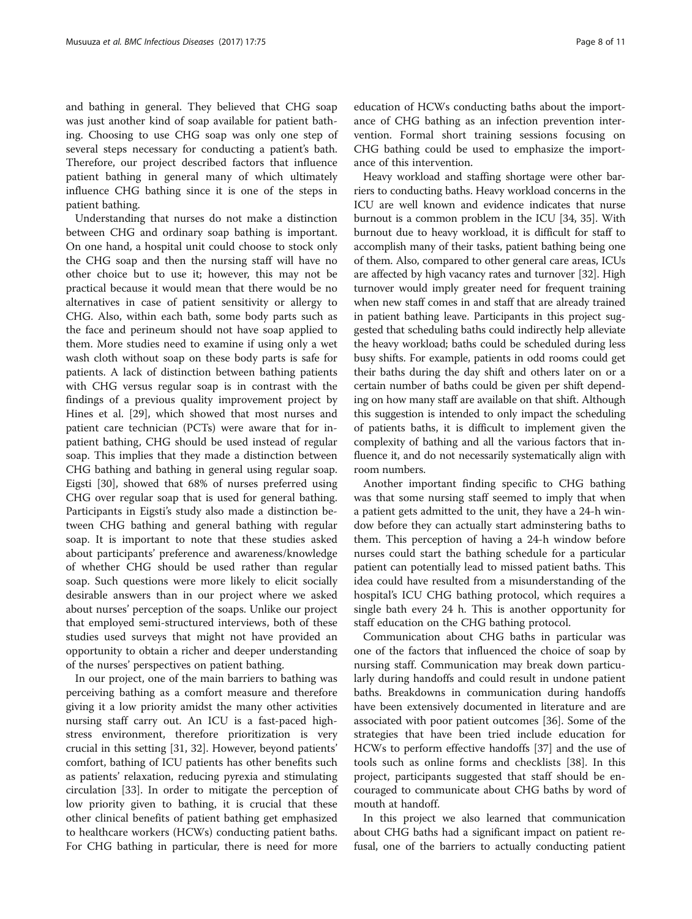and bathing in general. They believed that CHG soap was just another kind of soap available for patient bathing. Choosing to use CHG soap was only one step of several steps necessary for conducting a patient's bath. Therefore, our project described factors that influence patient bathing in general many of which ultimately influence CHG bathing since it is one of the steps in patient bathing.

Understanding that nurses do not make a distinction between CHG and ordinary soap bathing is important. On one hand, a hospital unit could choose to stock only the CHG soap and then the nursing staff will have no other choice but to use it; however, this may not be practical because it would mean that there would be no alternatives in case of patient sensitivity or allergy to CHG. Also, within each bath, some body parts such as the face and perineum should not have soap applied to them. More studies need to examine if using only a wet wash cloth without soap on these body parts is safe for patients. A lack of distinction between bathing patients with CHG versus regular soap is in contrast with the findings of a previous quality improvement project by Hines et al. [29], which showed that most nurses and patient care technician (PCTs) were aware that for inpatient bathing, CHG should be used instead of regular soap. This implies that they made a distinction between CHG bathing and bathing in general using regular soap. Eigsti [30], showed that 68% of nurses preferred using CHG over regular soap that is used for general bathing. Participants in Eigsti's study also made a distinction between CHG bathing and general bathing with regular soap. It is important to note that these studies asked about participants' preference and awareness/knowledge of whether CHG should be used rather than regular soap. Such questions were more likely to elicit socially desirable answers than in our project where we asked about nurses' perception of the soaps. Unlike our project that employed semi-structured interviews, both of these studies used surveys that might not have provided an opportunity to obtain a richer and deeper understanding of the nurses' perspectives on patient bathing.

In our project, one of the main barriers to bathing was perceiving bathing as a comfort measure and therefore giving it a low priority amidst the many other activities nursing staff carry out. An ICU is a fast-paced high-stress environment, therefore prioritization is very crucial in this setting [31, 32]. However, beyond patients' comfort, bathing of ICU patients has other benefits such as patients' relaxation, reducing pyrexia and stimulating circulation [33]. In order to mitigate the perception of low priority given to bathing, it is crucial that these other clinical benefits of patient bathing get emphasized to healthcare workers (HCWs) conducting patient baths. For CHG bathing in particular, there is need for more education of HCWs conducting baths about the importance of CHG bathing as an infection prevention intervention. Formal short training sessions focusing on CHG bathing could be used to emphasize the importance of this intervention.

Heavy workload and staffing shortage were other barriers to conducting baths. Heavy workload concerns in the ICU are well known and evidence indicates that nurse burnout is a common problem in the ICU [34, 35]. With burnout due to heavy workload, it is difficult for staff to accomplish many of their tasks, patient bathing being one of them. Also, compared to other general care areas, ICUs are affected by high vacancy rates and turnover [32]. High turnover would imply greater need for frequent training when new staff comes in and staff that are already trained in patient bathing leave. Participants in this project suggested that scheduling baths could indirectly help alleviate the heavy workload; baths could be scheduled during less busy shifts. For example, patients in odd rooms could get their baths during the day shift and others later on or a certain number of baths could be given per shift depending on how many staff are available on that shift. Although this suggestion is intended to only impact the scheduling of patients baths, it is difficult to implement given the complexity of bathing and all the various factors that influence it, and do not necessarily systematically align with room numbers.

Another important finding specific to CHG bathing was that some nursing staff seemed to imply that when a patient gets admitted to the unit, they have a 24-h window before they can actually start adminstering baths to them. This perception of having a 24-h window before nurses could start the bathing schedule for a particular patient can potentially lead to missed patient baths. This idea could have resulted from a misunderstanding of the hospital's ICU CHG bathing protocol, which requires a single bath every 24 h. This is another opportunity for staff education on the CHG bathing protocol.

Communication about CHG baths in particular was one of the factors that influenced the choice of soap by nursing staff. Communication may break down particularly during handoffs and could result in undone patient baths. Breakdowns in communication during handoffs have been extensively documented in literature and are associated with poor patient outcomes [36]. Some of the strategies that have been tried include education for HCWs to perform effective handoffs [37] and the use of tools such as online forms and checklists [38]. In this project, participants suggested that staff should be encouraged to communicate about CHG baths by word of mouth at handoff.

In this project we also learned that communication about CHG baths had a significant impact on patient refusal, one of the barriers to actually conducting patient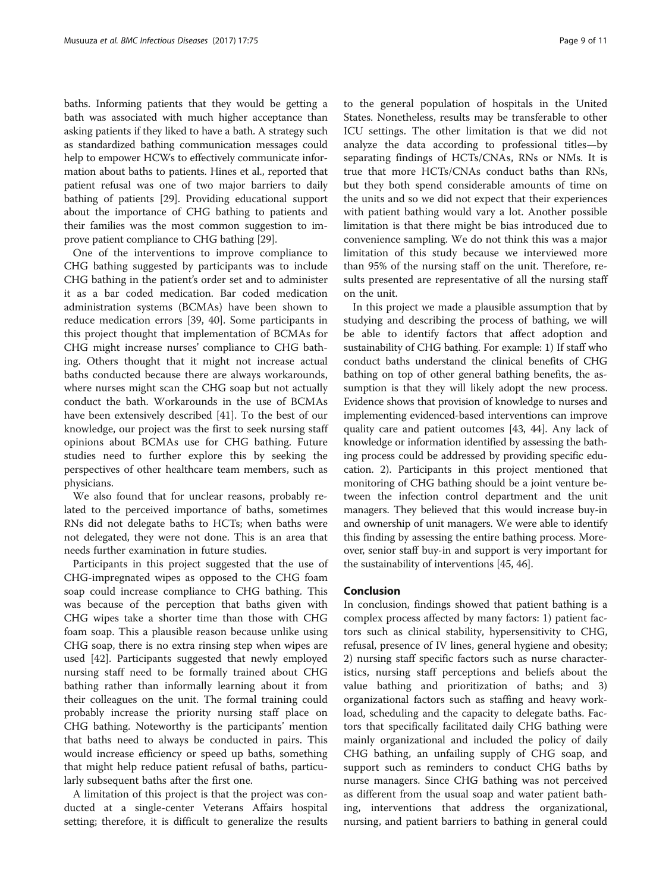baths. Informing patients that they would be getting a bath was associated with much higher acceptance than asking patients if they liked to have a bath. A strategy such as standardized bathing communication messages could help to empower HCWs to effectively communicate information about baths to patients. Hines et al., reported that patient refusal was one of two major barriers to daily bathing of patients [29]. Providing educational support about the importance of CHG bathing to patients and their families was the most common suggestion to improve patient compliance to CHG bathing [29].

One of the interventions to improve compliance to CHG bathing suggested by participants was to include CHG bathing in the patient's order set and to administer it as a bar coded medication. Bar coded medication administration systems (BCMAs) have been shown to reduce medication errors [39, 40]. Some participants in this project thought that implementation of BCMAs for CHG might increase nurses' compliance to CHG bathing. Others thought that it might not increase actual baths conducted because there are always workarounds, where nurses might scan the CHG soap but not actually conduct the bath. Workarounds in the use of BCMAs have been extensively described [41]. To the best of our knowledge, our project was the first to seek nursing staff opinions about BCMAs use for CHG bathing. Future studies need to further explore this by seeking the perspectives of other healthcare team members, such as physicians.

We also found that for unclear reasons, probably related to the perceived importance of baths, sometimes RNs did not delegate baths to HCTs; when baths were not delegated, they were not done. This is an area that needs further examination in future studies.

Participants in this project suggested that the use of CHG-impregnated wipes as opposed to the CHG foam soap could increase compliance to CHG bathing. This was because of the perception that baths given with CHG wipes take a shorter time than those with CHG foam soap. This a plausible reason because unlike using CHG soap, there is no extra rinsing step when wipes are used [42]. Participants suggested that newly employed nursing staff need to be formally trained about CHG bathing rather than informally learning about it from their colleagues on the unit. The formal training could probably increase the priority nursing staff place on CHG bathing. Noteworthy is the participants' mention that baths need to always be conducted in pairs. This would increase efficiency or speed up baths, something that might help reduce patient refusal of baths, particularly subsequent baths after the first one.

A limitation of this project is that the project was conducted at a single-center Veterans Affairs hospital setting; therefore, it is difficult to generalize the results to the general population of hospitals in the United States. Nonetheless, results may be transferable to other ICU settings. The other limitation is that we did not analyze the data according to professional titles—by separating findings of HCTs/CNAs, RNs or NMs. It is true that more HCTs/CNAs conduct baths than RNs, but they both spend considerable amounts of time on the units and so we did not expect that their experiences with patient bathing would vary a lot. Another possible limitation is that there might be bias introduced due to convenience sampling. We do not think this was a major limitation of this study because we interviewed more than 95% of the nursing staff on the unit. Therefore, results presented are representative of all the nursing staff on the unit.

In this project we made a plausible assumption that by studying and describing the process of bathing, we will be able to identify factors that affect adoption and sustainability of CHG bathing. For example: 1) If staff who conduct baths understand the clinical benefits of CHG bathing on top of other general bathing benefits, the assumption is that they will likely adopt the new process. Evidence shows that provision of knowledge to nurses and implementing evidenced-based interventions can improve quality care and patient outcomes [43, 44]. Any lack of knowledge or information identified by assessing the bathing process could be addressed by providing specific education. 2). Participants in this project mentioned that monitoring of CHG bathing should be a joint venture between the infection control department and the unit managers. They believed that this would increase buy-in and ownership of unit managers. We were able to identify this finding by assessing the entire bathing process. Moreover, senior staff buy-in and support is very important for the sustainability of interventions [45, 46].

## Conclusion

In conclusion, findings showed that patient bathing is a complex process affected by many factors: 1) patient factors such as clinical stability, hypersensitivity to CHG, refusal, presence of IV lines, general hygiene and obesity; 2) nursing staff specific factors such as nurse characteristics, nursing staff perceptions and beliefs about the value bathing and prioritization of baths; and 3) organizational factors such as staffing and heavy workload, scheduling and the capacity to delegate baths. Factors that specifically facilitated daily CHG bathing were mainly organizational and included the policy of daily CHG bathing, an unfailing supply of CHG soap, and support such as reminders to conduct CHG baths by nurse managers. Since CHG bathing was not perceived as different from the usual soap and water patient bathing, interventions that address the organizational, nursing, and patient barriers to bathing in general could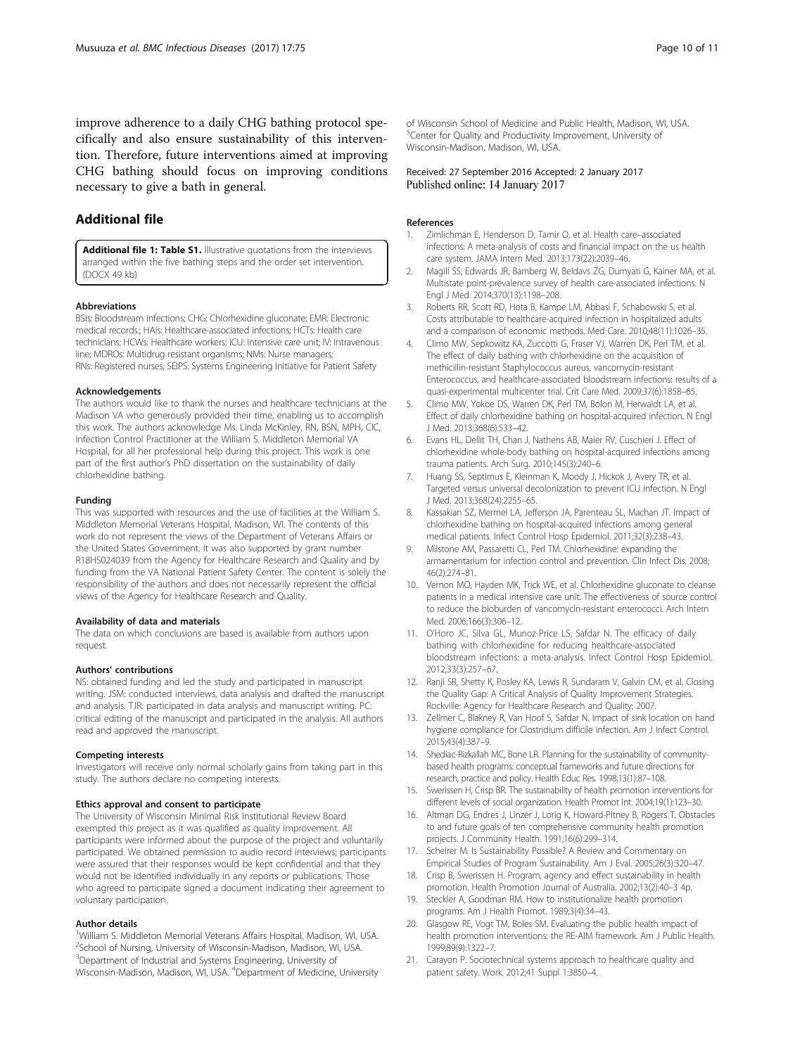improve adherence to a daily CHG bathing protocol specifically and also ensure sustainability of this intervention. Therefore, future interventions aimed at improving CHG bathing should focus on improving conditions necessary to give a bath in general.

## Additional file

**Additional file 1: Table S1.** Illustrative quotations from the interviews arranged within the five bathing steps and the order set intervention. (DOCX 49 kb)

#### Abbreviations

BSIs: Bloodstream infections; CHG: Chlorhexidine gluconate; EMR: Electronic medical records.; HAIs: Healthcare-associated infections; HCTs: Health care technicians; HCWs: Healthcare workers; ICU: Intensive care unit; IV: Intravenous line; MDROs: Multidrug resistant organisms; NMs: Nurse managers; RNs: Registered nurses; SEIPS: Systems Engineering Initiative for Patient Safety

#### Acknowledgements

The authors would like to thank the nurses and healthcare technicians at the Madison VA who generously provided their time, enabling us to accomplish this work. The authors acknowledge Ms. Linda McKinley, RN, BSN, MPH, CIC, Infection Control Practitioner at the William S. Middleton Memorial VA Hospital, for all her professional help during this project. This work is one part of the first author's PhD dissertation on the sustainability of daily chlorhexidine bathing.

#### Funding

This was supported with resources and the use of facilities at the William S. Middleton Memorial Veterans Hospital, Madison, WI. The contents of this work do not represent the views of the Department of Veterans Affairs or the United States Government. It was also supported by grant number R18HS024039 from the Agency for Healthcare Research and Quality and by funding from the VA National Patient Safety Center. The content is solely the responsibility of the authors and does not necessarily represent the official views of the Agency for Healthcare Research and Quality.

#### Availability of data and materials

The data on which conclusions are based is available from authors upon request.

#### Authors' contributions

NS: obtained funding and led the study and participated in manuscript writing. JSM: conducted interviews, data analysis and drafted the manuscript and analysis. TJR: participated in data analysis and manuscript writing. PC: critical editing of the manuscript and participated in the analysis. All authors read and approved the manuscript.

#### Competing interests

Investigators will receive only normal scholarly gains from taking part in this study. The authors declare no competing interests.

#### Ethics approval and consent to participate

The University of Wisconsin Minimal Risk Institutional Review Board exempted this project as it was qualified as quality improvement. All participants were informed about the purpose of the project and voluntarily participated. We obtained permission to audio record interviews; participants were assured that their responses would be kept confidential and that they would not be identified individually in any reports or publications. Those who agreed to participate signed a document indicating their agreement to voluntary participation.

#### Author details

[1]William S. Middleton Memorial Veterans Affairs Hospital, Madison, WI, USA. [2]School of Nursing, University of Wisconsin-Madison, Madison, WI, USA. [3]Department of Industrial and Systems Engineering, University of Wisconsin-Madison, Madison, WI, USA. [4]Department of Medicine, University of Wisconsin School of Medicine and Public Health, Madison, WI, USA. [5]Center for Quality and Productivity Improvement, University of Wisconsin-Madison, Madison, WI, USA.

Received: 27 September 2016 Accepted: 2 January 2017
Published online: 14 January 2017

#### References

1. Zimlichman E, Henderson D, Tamir O, et al. Health care–associated infections: A meta-analysis of costs and financial impact on the us health care system. JAMA Intern Med. 2013;173(22):2039–46.
2. Magill SS, Edwards JR, Bamberg W, Beldavs ZG, Dumyati G, Kainer MA, et al. Multistate point-prevalence survey of health care-associated infections. N Engl J Med. 2014;370(13):1198–208.
3. Roberts RR, Scott RD, Hota B, Kampe LM, Abbasi F, Schabowski S, et al. Costs attributable to healthcare-acquired infection in hospitalized adults and a comparison of economic methods. Med Care. 2010;48(11):1026–35.
4. Climo MW, Sepkowitz KA, Zuccotti G, Fraser VJ, Warren DK, Perl TM, et al. The effect of daily bathing with chlorhexidine on the acquisition of methicillin-resistant Staphylococcus aureus, vancomycin-resistant Enterococcus, and healthcare-associated bloodstream infections: results of a quasi-experimental multicenter trial. Crit Care Med. 2009;37(6):1858–65.
5. Climo MW, Yokoe DS, Warren DK, Perl TM, Bolon M, Herwaldt LA, et al. Effect of daily chlorhexidine bathing on hospital-acquired infection. N Engl J Med. 2013;368(6):533–42.
6. Evans HL, Dellit TH, Chan J, Nathens AB, Maier RV, Cuschieri J. Effect of chlorhexidine whole-body bathing on hospital-acquired infections among trauma patients. Arch Surg. 2010;145(3):240–6.
7. Huang SS, Septimus E, Kleinman K, Moody J, Hickok J, Avery TR, et al. Targeted versus universal decolonization to prevent ICU infection. N Engl J Med. 2013;368(24):2255–65.
8. Kassakian SZ, Mermel LA, Jefferson JA, Parenteau SL, Machan JT. Impact of chlorhexidine bathing on hospital-acquired infections among general medical patients. Infect Control Hosp Epidemiol. 2011;32(3):238–43.
9. Milstone AM, Passaretti CL, Perl TM. Chlorhexidine: expanding the armamentarium for infection control and prevention. Clin Infect Dis. 2008; 46(2):274–81.
10. Vernon MO, Hayden MK, Trick WE, et al. Chlorhexidine gluconate to cleanse patients in a medical intensive care unit: The effectiveness of source control to reduce the bioburden of vancomycin-resistant enterococci. Arch Intern Med. 2006;166(3):306–12.
11. O'Horo JC, Silva GL, Munoz-Price LS, Safdar N. The efficacy of daily bathing with chlorhexidine for reducing healthcare-associated bloodstream infections: a meta-analysis. Infect Control Hosp Epidemiol. 2012;33(3):257–67.
12. Ranji SR, Shetty K, Posley KA, Lewis R, Sundaram V, Galvin CM, et al. Closing the Quality Gap: A Critical Analysis of Quality Improvement Strategies. Rockville: Agency for Healthcare Research and Quality; 2007.
13. Zellmer C, Blakney R, Van Hoof S, Safdar N. Impact of sink location on hand hygiene compliance for Clostridium difficile infection. Am J Infect Control. 2015;43(4):387–9.
14. Shediac-Rizkallah MC, Bone LR. Planning for the sustainability of community-based health programs: conceptual frameworks and future directions for research, practice and policy. Health Educ Res. 1998;13(1):87–108.
15. Swerissen H, Crisp BR. The sustainability of health promotion interventions for different levels of social organization. Health Promot Int. 2004;19(1):123–30.
16. Altman DG, Endres J, Linzer J, Lorig K, Howard-Pitney B, Rogers T. Obstacles to and future goals of ten comprehensive community health promotion projects. J Community Health. 1991;16(6):299–314.
17. Scheirer M. Is Sustainability Possible? A Review and Commentary on Empirical Studies of Program Sustainability. Am J Eval. 2005;26(3):320–47.
18. Crisp B, Swerissen H. Program, agency and effect sustainability in health promotion. Health Promotion Journal of Australia. 2002;13(2):40–3 4p.
19. Steckler A, Goodman RM. How to institutionalize health promotion programs. Am J Health Promot. 1989;3(4):34–43.
20. Glasgow RE, Vogt TM, Boles SM. Evaluating the public health impact of health promotion interventions: the RE-AIM framework. Am J Public Health. 1999;89(9):1322–7.
21. Carayon P. Sociotechnical systems approach to healthcare quality and patient safety. Work. 2012;41 Suppl 1:3850–4.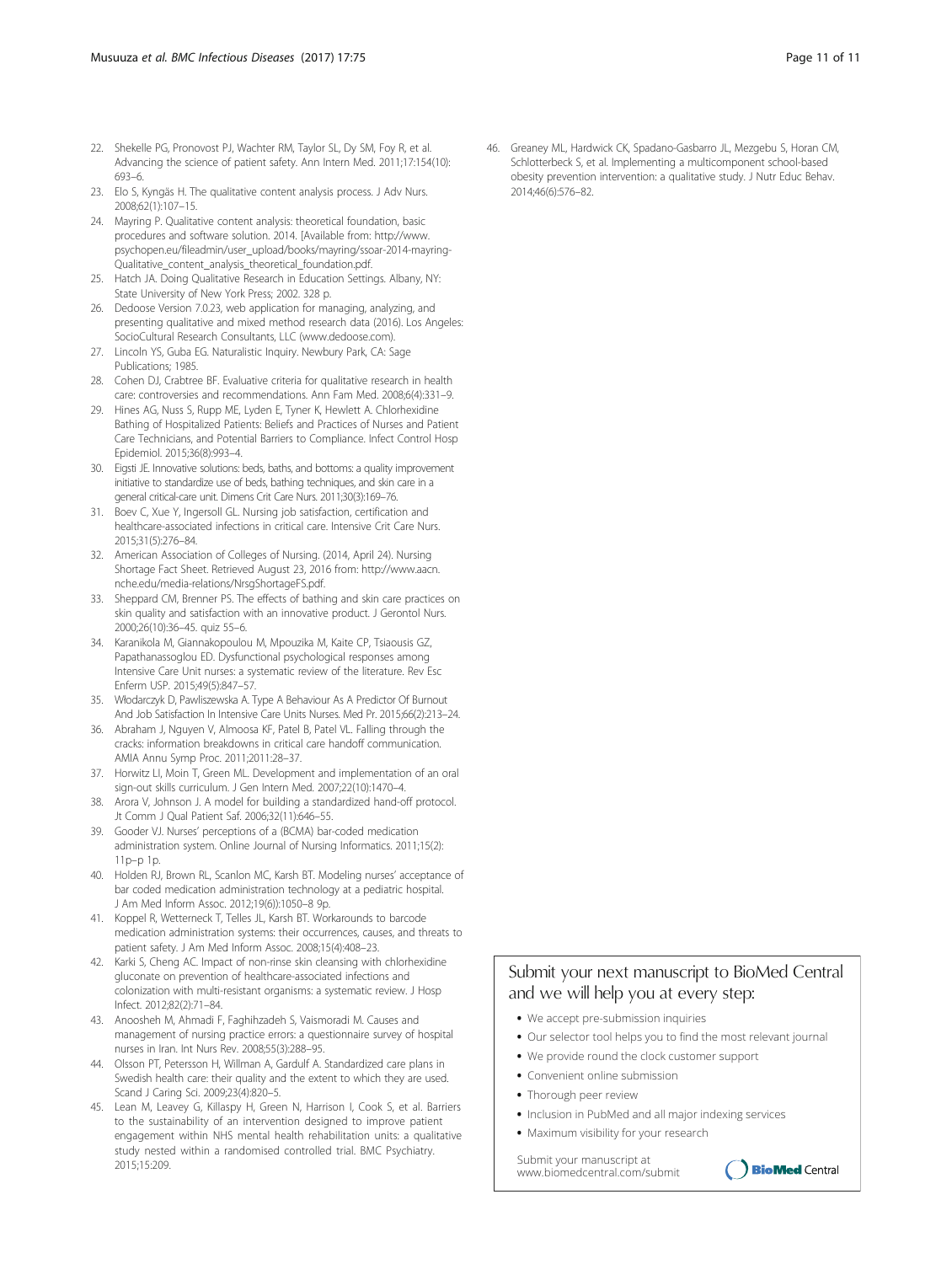22. Shekelle PG, Pronovost PJ, Wachter RM, Taylor SL, Dy SM, Foy R, et al. Advancing the science of patient safety. Ann Intern Med. 2011;17:154(10): 693–6.
23. Elo S, Kyngäs H. The qualitative content analysis process. J Adv Nurs. 2008;62(1):107–15.
24. Mayring P. Qualitative content analysis: theoretical foundation, basic procedures and software solution. 2014. [Available from: http://www.psychopen.eu/fileadmin/user_upload/books/mayring/ssoar-2014-mayring-Qualitative_content_analysis_theoretical_foundation.pdf.
25. Hatch JA. Doing Qualitative Research in Education Settings. Albany, NY: State University of New York Press; 2002. 328 p.
26. Dedoose Version 7.0.23, web application for managing, analyzing, and presenting qualitative and mixed method research data (2016). Los Angeles: SocioCultural Research Consultants, LLC (www.dedoose.com).
27. Lincoln YS, Guba EG. Naturalistic Inquiry. Newbury Park, CA: Sage Publications; 1985.
28. Cohen DJ, Crabtree BF. Evaluative criteria for qualitative research in health care: controversies and recommendations. Ann Fam Med. 2008;6(4):331–9.
29. Hines AG, Nuss S, Rupp ME, Lyden E, Tyner K, Hewlett A. Chlorhexidine Bathing of Hospitalized Patients: Beliefs and Practices of Nurses and Patient Care Technicians, and Potential Barriers to Compliance. Infect Control Hosp Epidemiol. 2015;36(8):993–4.
30. Eigsti JE. Innovative solutions: beds, baths, and bottoms: a quality improvement initiative to standardize use of beds, bathing techniques, and skin care in a general critical-care unit. Dimens Crit Care Nurs. 2011;30(3):169–76.
31. Boev C, Xue Y, Ingersoll GL. Nursing job satisfaction, certification and healthcare-associated infections in critical care. Intensive Crit Care Nurs. 2015;31(5):276–84.
32. American Association of Colleges of Nursing. (2014, April 24). Nursing Shortage Fact Sheet. Retrieved August 23, 2016 from: http://www.aacn.nche.edu/media-relations/NrsgShortageFS.pdf.
33. Sheppard CM, Brenner PS. The effects of bathing and skin care practices on skin quality and satisfaction with an innovative product. J Gerontol Nurs. 2000;26(10):36–45. quiz 55–6.
34. Karanikola M, Giannakopoulou M, Mpouzika M, Kaite CP, Tsiaousis GZ, Papathanassoglou ED. Dysfunctional psychological responses among Intensive Care Unit nurses: a systematic review of the literature. Rev Esc Enferm USP. 2015;49(5):847–57.
35. Włodarczyk D, Pawliszewska A. Type A Behaviour As A Predictor Of Burnout And Job Satisfaction In Intensive Care Units Nurses. Med Pr. 2015;66(2):213–24.
36. Abraham J, Nguyen V, Almoosa KF, Patel B, Patel VL. Falling through the cracks: information breakdowns in critical care handoff communication. AMIA Annu Symp Proc. 2011;2011:28–37.
37. Horwitz LI, Moin T, Green ML. Development and implementation of an oral sign-out skills curriculum. J Gen Intern Med. 2007;22(10):1470–4.
38. Arora V, Johnson J. A model for building a standardized hand-off protocol. Jt Comm J Qual Patient Saf. 2006;32(11):646–55.
39. Gooder VJ. Nurses' perceptions of a (BCMA) bar-coded medication administration system. Online Journal of Nursing Informatics. 2011;15(2): 11p–p 1p.
40. Holden RJ, Brown RL, Scanlon MC, Karsh BT. Modeling nurses' acceptance of bar coded medication administration technology at a pediatric hospital. J Am Med Inform Assoc. 2012;19(6)):1050–8 9p.
41. Koppel R, Wetterneck T, Telles JL, Karsh BT. Workarounds to barcode medication administration systems: their occurrences, causes, and threats to patient safety. J Am Med Inform Assoc. 2008;15(4):408–23.
42. Karki S, Cheng AC. Impact of non-rinse skin cleansing with chlorhexidine gluconate on prevention of healthcare-associated infections and colonization with multi-resistant organisms: a systematic review. J Hosp Infect. 2012;82(2):71–84.
43. Anoosheh M, Ahmadi F, Faghihzadeh S, Vaismoradi M. Causes and management of nursing practice errors: a questionnaire survey of hospital nurses in Iran. Int Nurs Rev. 2008;55(3):288–95.
44. Olsson PT, Petersson H, Willman A, Gardulf A. Standardized care plans in Swedish health care: their quality and the extent to which they are used. Scand J Caring Sci. 2009;23(4):820–5.
45. Lean M, Leavey G, Killaspy H, Green N, Harrison I, Cook S, et al. Barriers to the sustainability of an intervention designed to improve patient engagement within NHS mental health rehabilitation units: a qualitative study nested within a randomised controlled trial. BMC Psychiatry. 2015;15:209.
46. Greaney ML, Hardwick CK, Spadano-Gasbarro JL, Mezgebu S, Horan CM, Schlotterbeck S, et al. Implementing a multicomponent school-based obesity prevention intervention: a qualitative study. J Nutr Educ Behav. 2014;46(6):576–82.

Submit your next manuscript to BioMed Central and we will help you at every step:

- We accept pre-submission inquiries
- Our selector tool helps you to find the most relevant journal
- We provide round the clock customer support
- Convenient online submission
- Thorough peer review
- Inclusion in PubMed and all major indexing services
- Maximum visibility for your research

Submit your manuscript at
www.biomedcentral.com/submit

BioMed Central